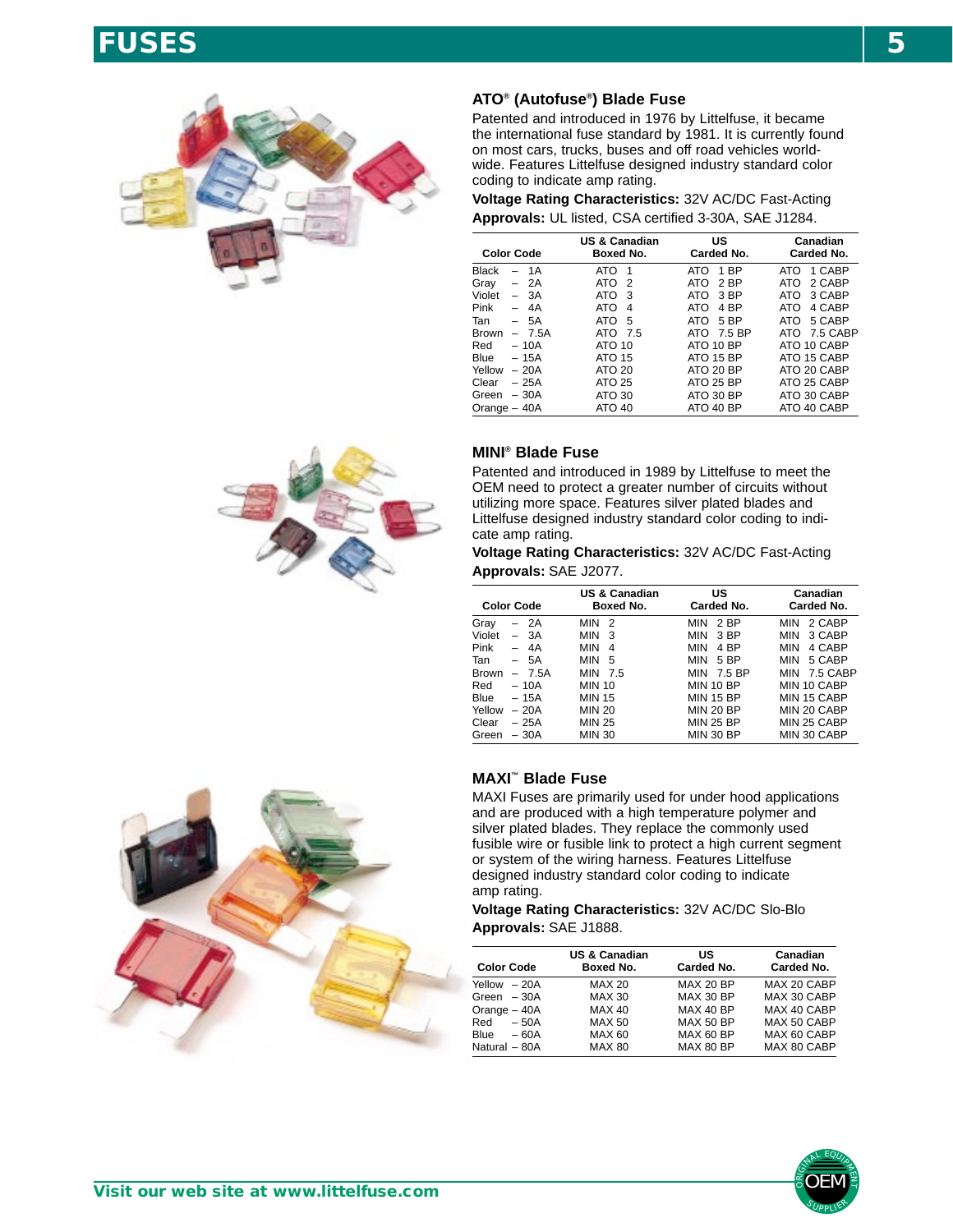# FUSES

## ATO® (Autofuse®) Blade Fuse

Patented and introduced in 1976 by Littelfuse, it became the international fuse standard by 1981. It is currently found on most cars, trucks, buses and off road vehicles worldwide. Features Littelfuse designed industry standard color coding to indicate amp rating.

**Voltage Rating Characteristics:** 32V AC/DC Fast-Acting

**Approvals:** UL listed, CSA certified 3-30A, SAE J1284.

| Color Code | US & Canadian Boxed No. | US Carded No. | Canadian Carded No. |
|---|---|---|---|
| Black – 1A | ATO 1 | ATO 1 BP | ATO 1 CABP |
| Gray – 2A | ATO 2 | ATO 2 BP | ATO 2 CABP |
| Violet – 3A | ATO 3 | ATO 3 BP | ATO 3 CABP |
| Pink – 4A | ATO 4 | ATO 4 BP | ATO 4 CABP |
| Tan – 5A | ATO 5 | ATO 5 BP | ATO 5 CABP |
| Brown – 7.5A | ATO 7.5 | ATO 7.5 BP | ATO 7.5 CABP |
| Red – 10A | ATO 10 | ATO 10 BP | ATO 10 CABP |
| Blue – 15A | ATO 15 | ATO 15 BP | ATO 15 CABP |
| Yellow – 20A | ATO 20 | ATO 20 BP | ATO 20 CABP |
| Clear – 25A | ATO 25 | ATO 25 BP | ATO 25 CABP |
| Green – 30A | ATO 30 | ATO 30 BP | ATO 30 CABP |
| Orange – 40A | ATO 40 | ATO 40 BP | ATO 40 CABP |

## MINI® Blade Fuse

Patented and introduced in 1989 by Littelfuse to meet the OEM need to protect a greater number of circuits without utilizing more space. Features silver plated blades and Littelfuse designed industry standard color coding to indicate amp rating.

**Voltage Rating Characteristics:** 32V AC/DC Fast-Acting

**Approvals:** SAE J2077.

| Color Code | US & Canadian Boxed No. | US Carded No. | Canadian Carded No. |
|---|---|---|---|
| Gray – 2A | MIN 2 | MIN 2 BP | MIN 2 CABP |
| Violet – 3A | MIN 3 | MIN 3 BP | MIN 3 CABP |
| Pink – 4A | MIN 4 | MIN 4 BP | MIN 4 CABP |
| Tan – 5A | MIN 5 | MIN 5 BP | MIN 5 CABP |
| Brown – 7.5A | MIN 7.5 | MIN 7.5 BP | MIN 7.5 CABP |
| Red – 10A | MIN 10 | MIN 10 BP | MIN 10 CABP |
| Blue – 15A | MIN 15 | MIN 15 BP | MIN 15 CABP |
| Yellow – 20A | MIN 20 | MIN 20 BP | MIN 20 CABP |
| Clear – 25A | MIN 25 | MIN 25 BP | MIN 25 CABP |
| Green – 30A | MIN 30 | MIN 30 BP | MIN 30 CABP |

## MAXI™ Blade Fuse

MAXI Fuses are primarily used for under hood applications and are produced with a high temperature polymer and silver plated blades. They replace the commonly used fusible wire or fusible link to protect a high current segment or system of the wiring harness. Features Littelfuse designed industry standard color coding to indicate amp rating.

**Voltage Rating Characteristics:** 32V AC/DC Slo-Blo

**Approvals:** SAE J1888.

| Color Code | US & Canadian Boxed No. | US Carded No. | Canadian Carded No. |
|---|---|---|---|
| Yellow – 20A | MAX 20 | MAX 20 BP | MAX 20 CABP |
| Green – 30A | MAX 30 | MAX 30 BP | MAX 30 CABP |
| Orange – 40A | MAX 40 | MAX 40 BP | MAX 40 CABP |
| Red – 50A | MAX 50 | MAX 50 BP | MAX 50 CABP |
| Blue – 60A | MAX 60 | MAX 60 BP | MAX 60 CABP |
| Natural – 80A | MAX 80 | MAX 80 BP | MAX 80 CABP |

**Visit our web site at www.littelfuse.com**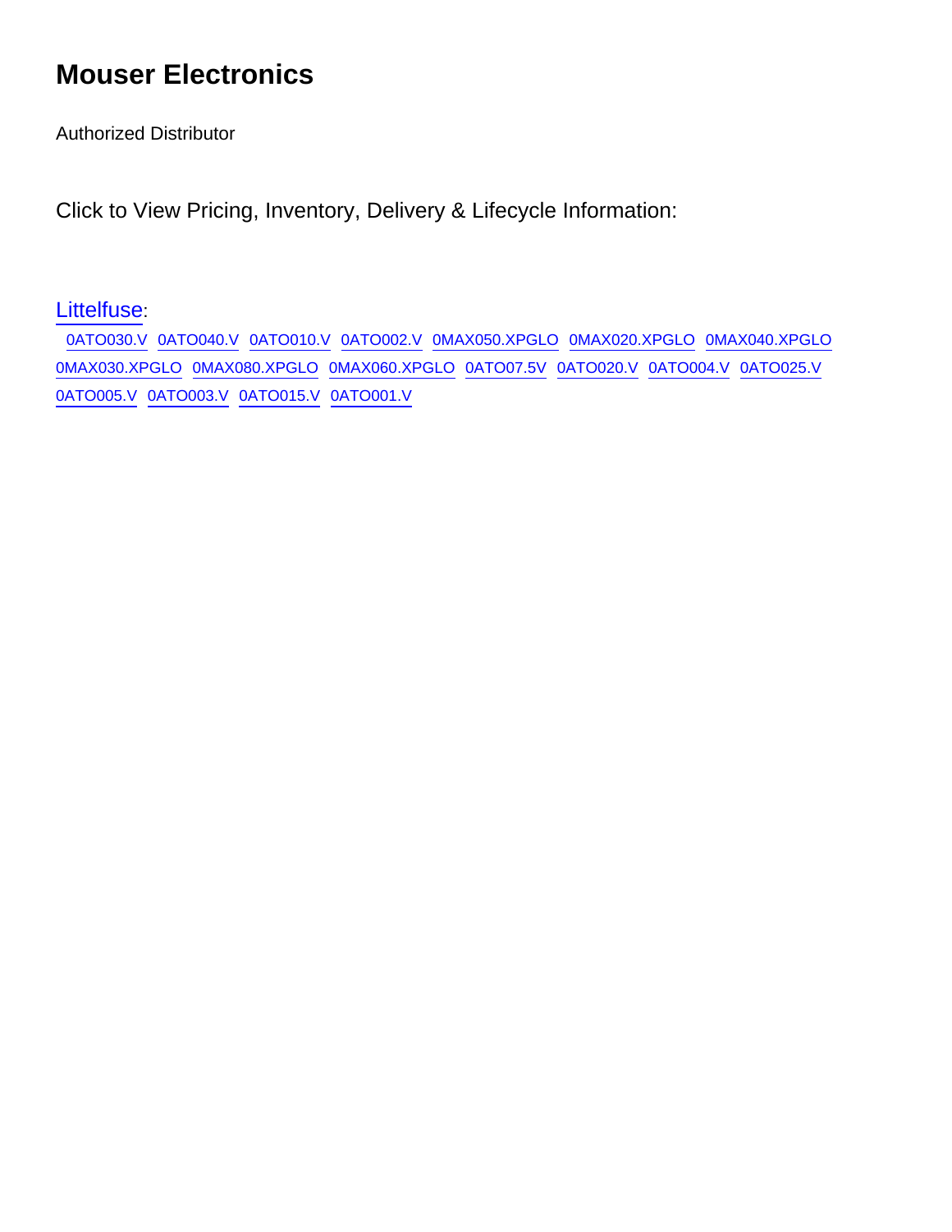# Mouser Electronics

Authorized Distributor

Click to View Pricing, Inventory, Delivery & Lifecycle Information:

Littelfuse:

0ATO030.V 0ATO040.V 0ATO010.V 0ATO002.V 0MAX050.XPGLO 0MAX020.XPGLO 0MAX040.XPGLO 0MAX030.XPGLO 0MAX080.XPGLO 0MAX060.XPGLO 0ATO07.5V 0ATO020.V 0ATO004.V 0ATO025.V 0ATO005.V 0ATO003.V 0ATO015.V 0ATO001.V